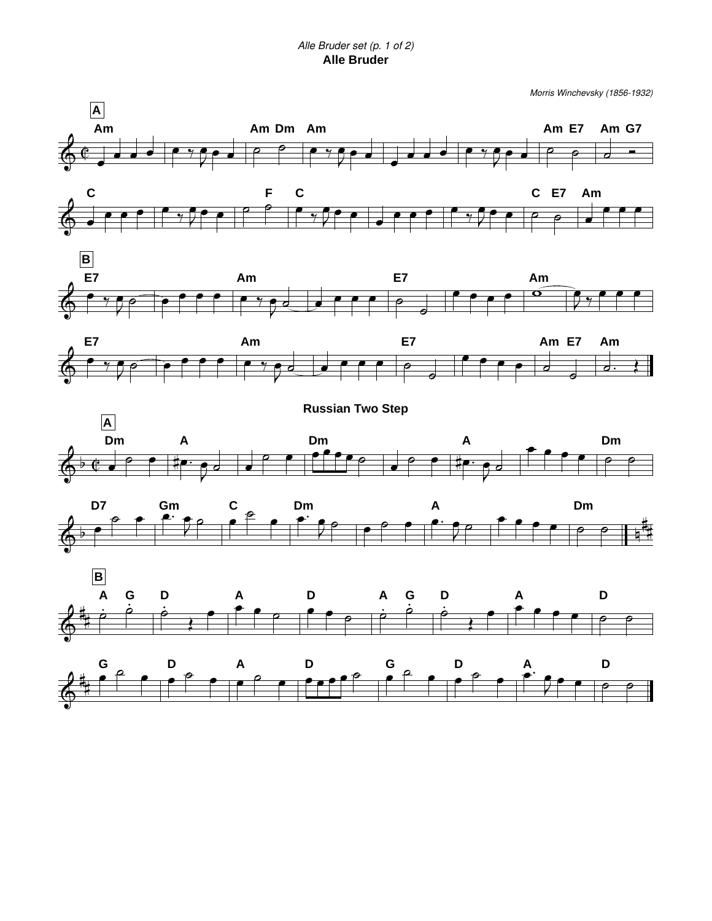# Alle Bruder

*Morris Winchevsky (1856-1932)*

## Russian Two Step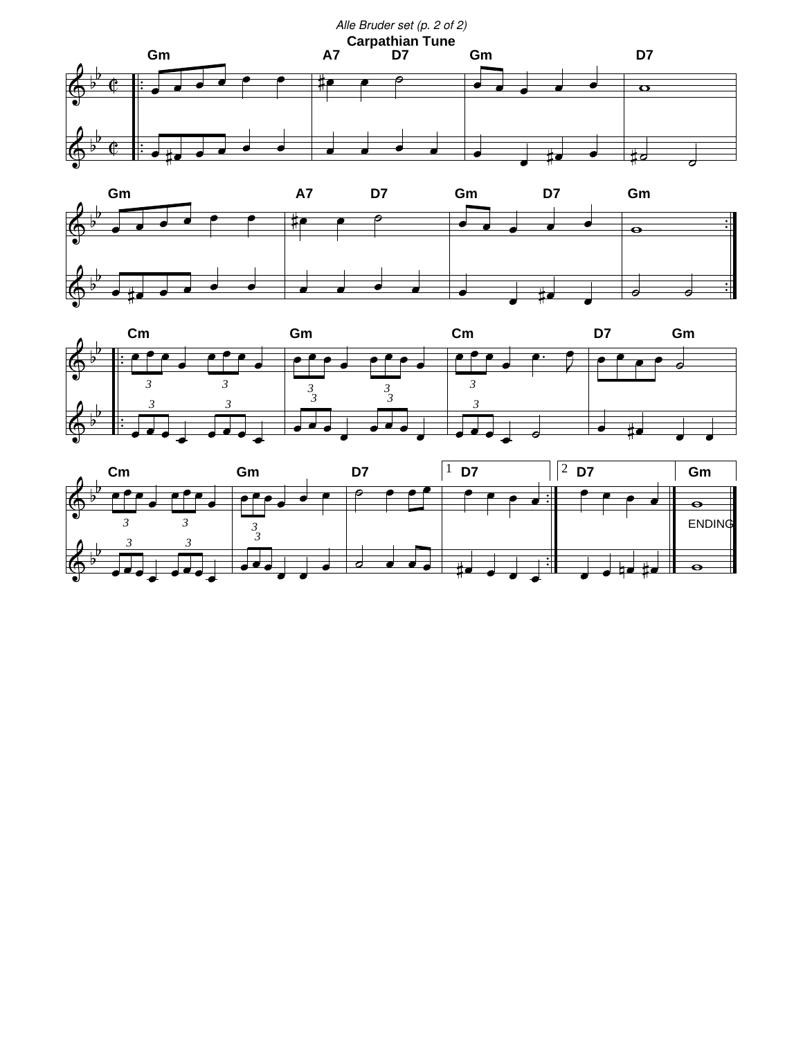# Carpathian Tune

Gm A7 D7 Gm D7

Gm A7 D7 Gm D7 Gm

Cm Gm Cm D7 Gm

Cm Gm D7 1 D7 2 D7 Gm

ENDING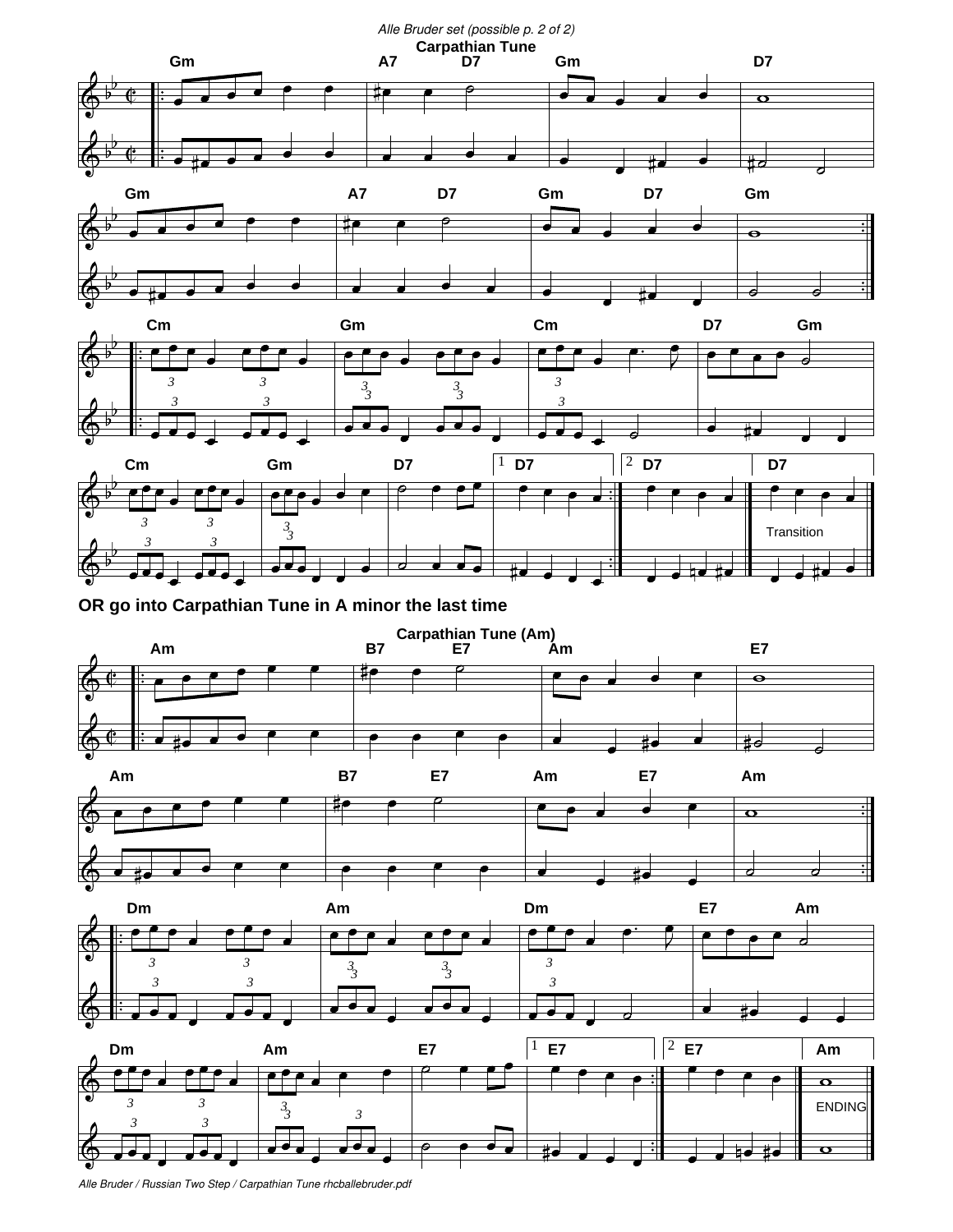*Alle Bruder set (possible p. 2 of 2)*

**Carpathian Tune**

Gm A7 D7 Gm D7

Gm A7 D7 Gm D7 Gm

Cm Gm Cm D7 Gm

Cm Gm D7 1 D7 2 D7 D7

Transition

**OR go into Carpathian Tune in A minor the last time**

**Carpathian Tune (Am)**

Am B7 E7 Am E7

Am B7 E7 Am E7 Am

Dm Am Dm E7 Am

Dm Am E7 1 E7 2 E7 Am

ENDING

*Alle Bruder / Russian Two Step / Carpathian Tune rhcballebruder.pdf*